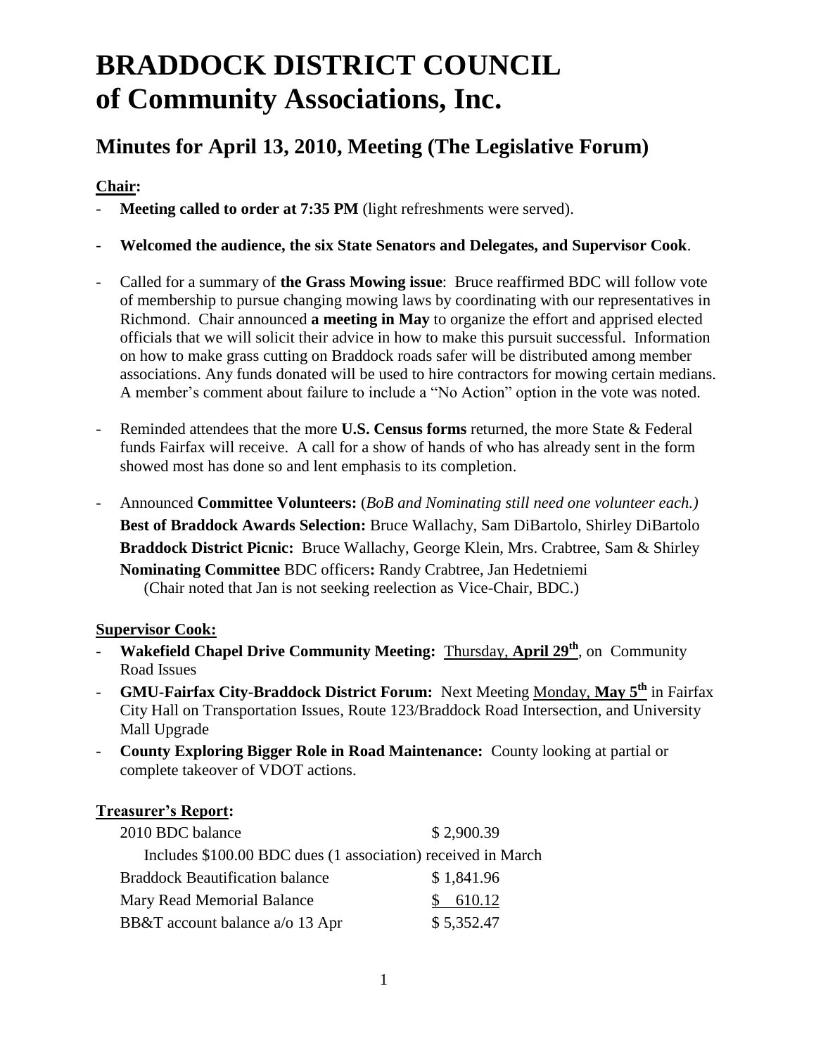# BRADDOCK DISTRICT COUNCIL of Community Associations, Inc.

## Minutes for April 13, 2010, Meeting (The Legislative Forum)

**Chair:**

- **Meeting called to order at 7:35 PM** (light refreshments were served).
- **Welcomed the audience, the six State Senators and Delegates, and Supervisor Cook**.
- Called for a summary of **the Grass Mowing issue**: Bruce reaffirmed BDC will follow vote of membership to pursue changing mowing laws by coordinating with our representatives in Richmond. Chair announced **a meeting in May** to organize the effort and apprised elected officials that we will solicit their advice in how to make this pursuit successful. Information on how to make grass cutting on Braddock roads safer will be distributed among member associations. Any funds donated will be used to hire contractors for mowing certain medians. A member's comment about failure to include a "No Action" option in the vote was noted.
- Reminded attendees that the more **U.S. Census forms** returned, the more State & Federal funds Fairfax will receive. A call for a show of hands of who has already sent in the form showed most has done so and lent emphasis to its completion.
- Announced **Committee Volunteers:** (*BoB and Nominating still need one volunteer each.)*
  **Best of Braddock Awards Selection:** Bruce Wallachy, Sam DiBartolo, Shirley DiBartolo
  **Braddock District Picnic:** Bruce Wallachy, George Klein, Mrs. Crabtree, Sam & Shirley
  **Nominating Committee** BDC officers**:** Randy Crabtree, Jan Hedetniemi
  (Chair noted that Jan is not seeking reelection as Vice-Chair, BDC.)

**Supervisor Cook:**

- **Wakefield Chapel Drive Community Meeting:** Thursday, **April 29th**, on Community Road Issues
- **GMU-Fairfax City-Braddock District Forum:** Next Meeting Monday, **May 5th** in Fairfax City Hall on Transportation Issues, Route 123/Braddock Road Intersection, and University Mall Upgrade
- **County Exploring Bigger Role in Road Maintenance:** County looking at partial or complete takeover of VDOT actions.

**Treasurer's Report:**

| | |
|---|---|
| 2010 BDC balance | $ 2,900.39 |
| Includes $100.00 BDC dues (1 association) received in March | |
| Braddock Beautification balance | $ 1,841.96 |
| Mary Read Memorial Balance | $ 610.12 |
| BB&T account balance a/o 13 Apr | $ 5,352.47 |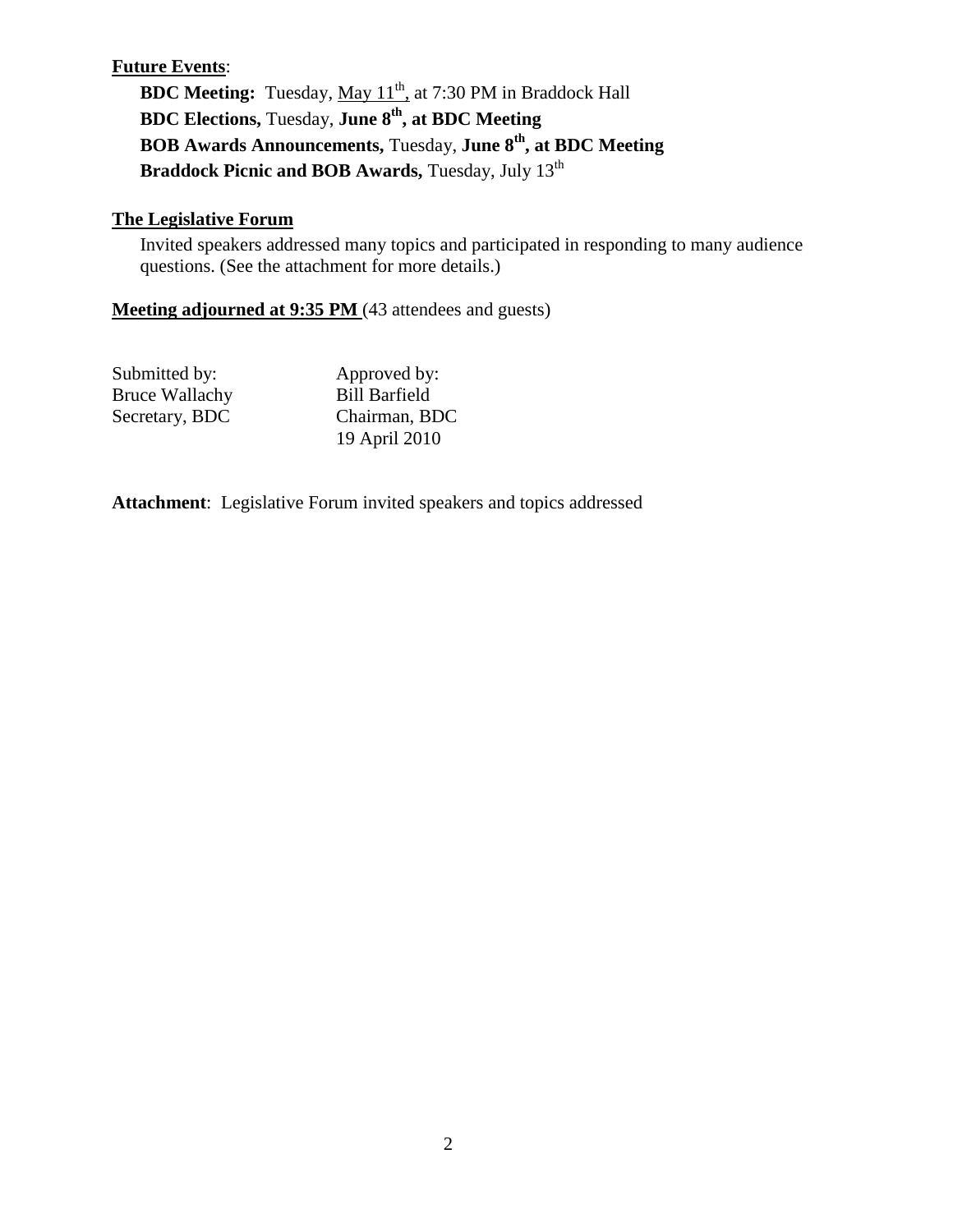**Future Events**:

**BDC Meeting:** Tuesday, May 11th, at 7:30 PM in Braddock Hall
**BDC Elections,** Tuesday, **June 8th, at BDC Meeting**
**BOB Awards Announcements,** Tuesday, **June 8th, at BDC Meeting**
**Braddock Picnic and BOB Awards,** Tuesday, July 13th

**The Legislative Forum**

Invited speakers addressed many topics and participated in responding to many audience questions. (See the attachment for more details.)

**Meeting adjourned at 9:35 PM** (43 attendees and guests)

| Submitted by: | Approved by: |
|---|---|
| Bruce Wallachy | Bill Barfield |
| Secretary, BDC | Chairman, BDC |
| | 19 April 2010 |

**Attachment**: Legislative Forum invited speakers and topics addressed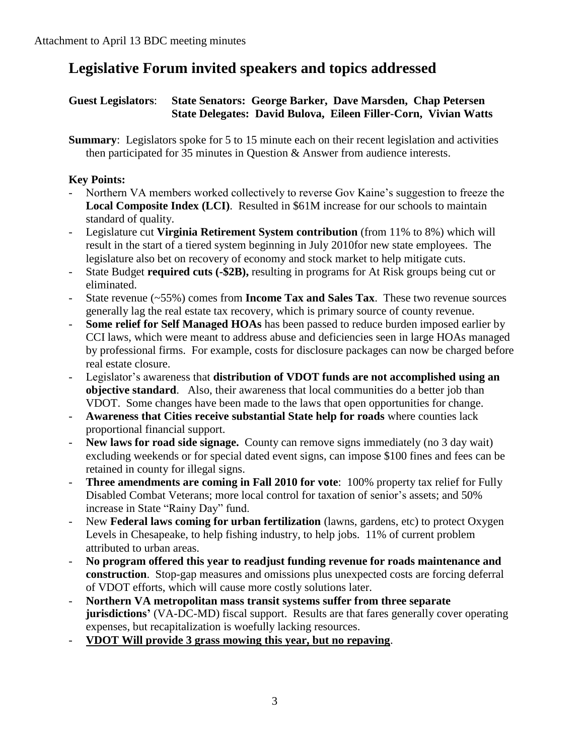Attachment to April 13 BDC meeting minutes

# Legislative Forum invited speakers and topics addressed

**Guest Legislators**: **State Senators: George Barker, Dave Marsden, Chap Petersen**
**State Delegates: David Bulova, Eileen Filler-Corn, Vivian Watts**

**Summary**: Legislators spoke for 5 to 15 minute each on their recent legislation and activities then participated for 35 minutes in Question & Answer from audience interests.

**Key Points:**

- Northern VA members worked collectively to reverse Gov Kaine's suggestion to freeze the **Local Composite Index (LCI)**. Resulted in $61M increase for our schools to maintain standard of quality.
- Legislature cut **Virginia Retirement System contribution** (from 11% to 8%) which will result in the start of a tiered system beginning in July 2010for new state employees. The legislature also bet on recovery of economy and stock market to help mitigate cuts.
- State Budget **required cuts (-$2B),** resulting in programs for At Risk groups being cut or eliminated.
- State revenue (~55%) comes from **Income Tax and Sales Tax**. These two revenue sources generally lag the real estate tax recovery, which is primary source of county revenue.
- **Some relief for Self Managed HOAs** has been passed to reduce burden imposed earlier by CCI laws, which were meant to address abuse and deficiencies seen in large HOAs managed by professional firms. For example, costs for disclosure packages can now be charged before real estate closure.
- Legislator's awareness that **distribution of VDOT funds are not accomplished using an objective standard**. Also, their awareness that local communities do a better job than VDOT. Some changes have been made to the laws that open opportunities for change.
- **Awareness that Cities receive substantial State help for roads** where counties lack proportional financial support.
- **New laws for road side signage.** County can remove signs immediately (no 3 day wait) excluding weekends or for special dated event signs, can impose $100 fines and fees can be retained in county for illegal signs.
- **Three amendments are coming in Fall 2010 for vote**: 100% property tax relief for Fully Disabled Combat Veterans; more local control for taxation of senior's assets; and 50% increase in State "Rainy Day" fund.
- New **Federal laws coming for urban fertilization** (lawns, gardens, etc) to protect Oxygen Levels in Chesapeake, to help fishing industry, to help jobs. 11% of current problem attributed to urban areas.
- **No program offered this year to readjust funding revenue for roads maintenance and construction**. Stop-gap measures and omissions plus unexpected costs are forcing deferral of VDOT efforts, which will cause more costly solutions later.
- **Northern VA metropolitan mass transit systems suffer from three separate jurisdictions'** (VA-DC-MD) fiscal support. Results are that fares generally cover operating expenses, but recapitalization is woefully lacking resources.
- **VDOT Will provide 3 grass mowing this year, but no repaving**.